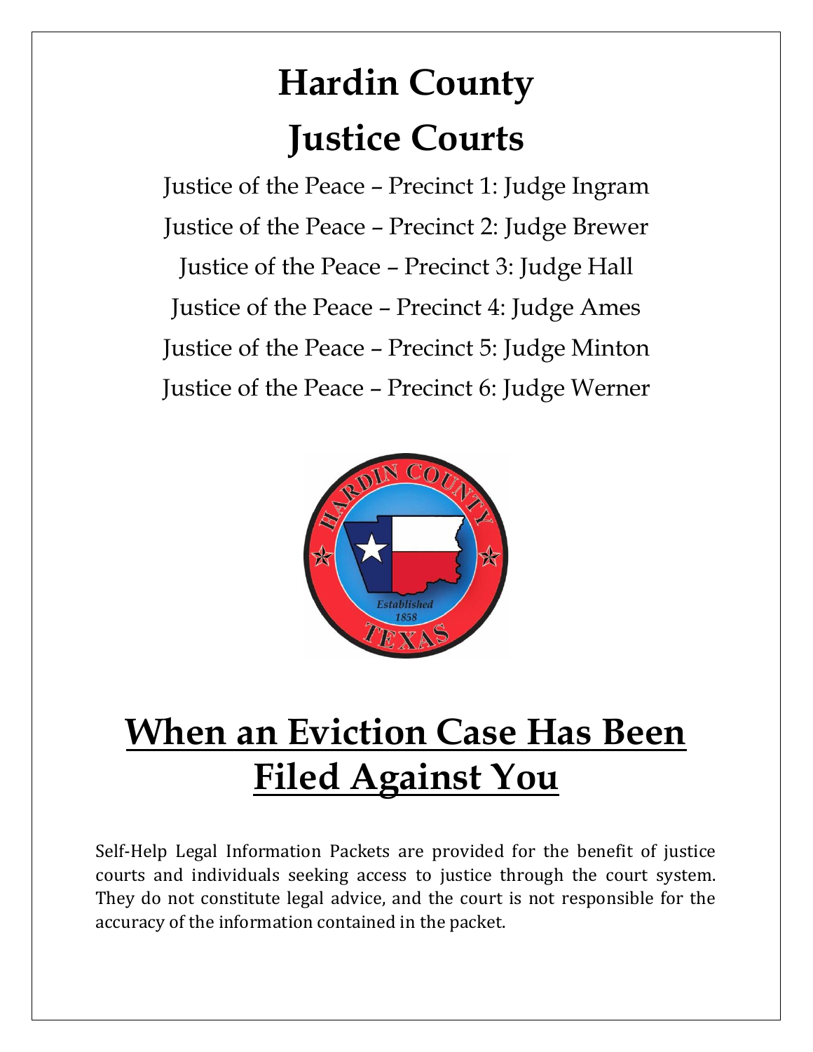# Hardin County
# Justice Courts

Justice of the Peace – Precinct 1: Judge Ingram

Justice of the Peace – Precinct 2: Judge Brewer

Justice of the Peace – Precinct 3: Judge Hall

Justice of the Peace – Precinct 4: Judge Ames

Justice of the Peace – Precinct 5: Judge Minton

Justice of the Peace – Precinct 6: Judge Werner

# When an Eviction Case Has Been Filed Against You

Self-Help Legal Information Packets are provided for the benefit of justice courts and individuals seeking access to justice through the court system. They do not constitute legal advice, and the court is not responsible for the accuracy of the information contained in the packet.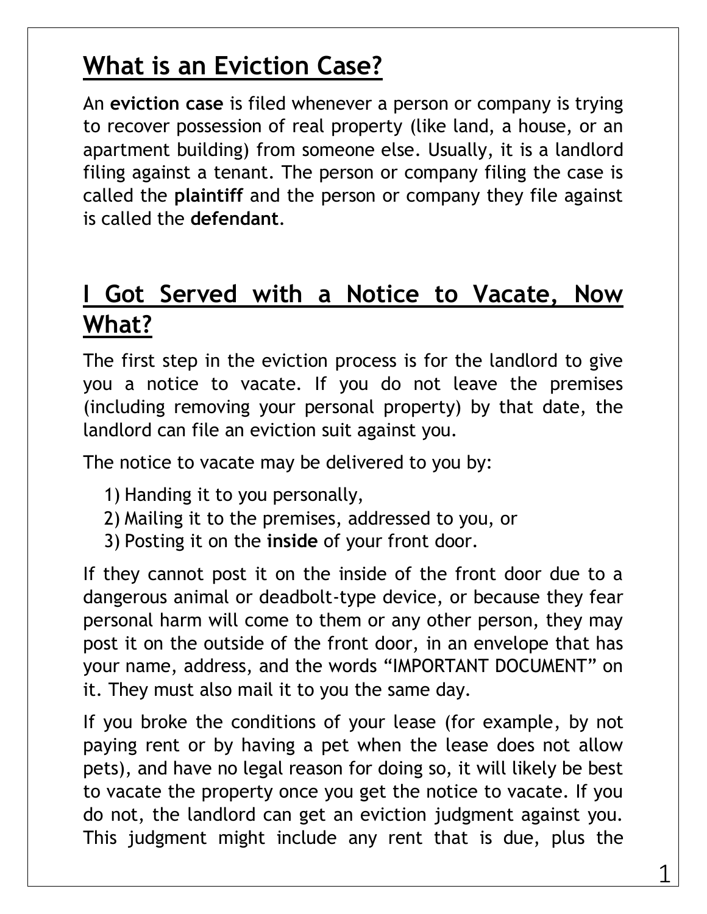## What is an Eviction Case?

An **eviction case** is filed whenever a person or company is trying to recover possession of real property (like land, a house, or an apartment building) from someone else. Usually, it is a landlord filing against a tenant. The person or company filing the case is called the **plaintiff** and the person or company they file against is called the **defendant**.

## I Got Served with a Notice to Vacate, Now What?

The first step in the eviction process is for the landlord to give you a notice to vacate. If you do not leave the premises (including removing your personal property) by that date, the landlord can file an eviction suit against you.

The notice to vacate may be delivered to you by:

1) Handing it to you personally,
2) Mailing it to the premises, addressed to you, or
3) Posting it on the **inside** of your front door.

If they cannot post it on the inside of the front door due to a dangerous animal or deadbolt-type device, or because they fear personal harm will come to them or any other person, they may post it on the outside of the front door, in an envelope that has your name, address, and the words "IMPORTANT DOCUMENT" on it. They must also mail it to you the same day.

If you broke the conditions of your lease (for example, by not paying rent or by having a pet when the lease does not allow pets), and have no legal reason for doing so, it will likely be best to vacate the property once you get the notice to vacate. If you do not, the landlord can get an eviction judgment against you. This judgment might include any rent that is due, plus the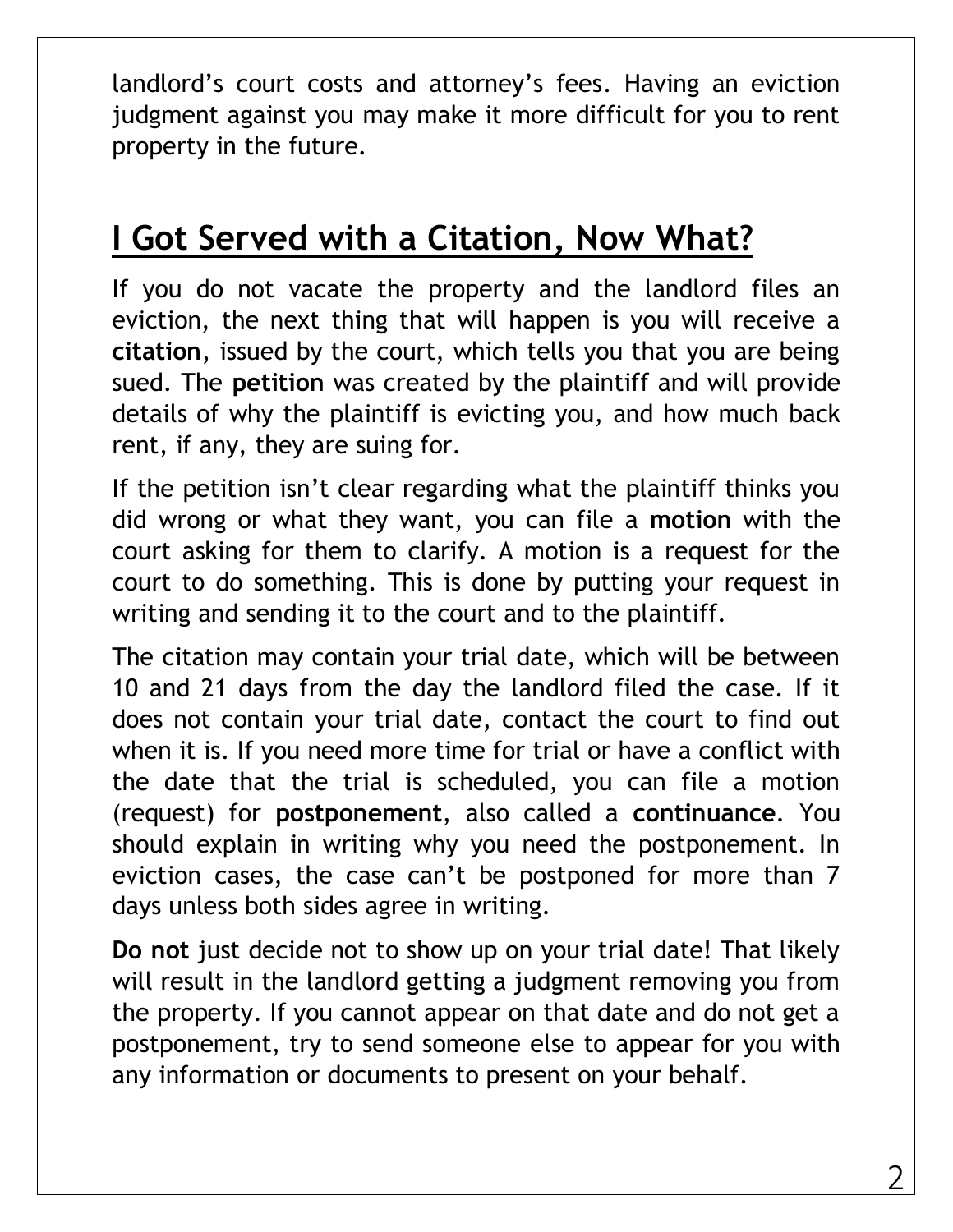landlord's court costs and attorney's fees. Having an eviction judgment against you may make it more difficult for you to rent property in the future.

## I Got Served with a Citation, Now What?

If you do not vacate the property and the landlord files an eviction, the next thing that will happen is you will receive a **citation**, issued by the court, which tells you that you are being sued. The **petition** was created by the plaintiff and will provide details of why the plaintiff is evicting you, and how much back rent, if any, they are suing for.

If the petition isn't clear regarding what the plaintiff thinks you did wrong or what they want, you can file a **motion** with the court asking for them to clarify. A motion is a request for the court to do something. This is done by putting your request in writing and sending it to the court and to the plaintiff.

The citation may contain your trial date, which will be between 10 and 21 days from the day the landlord filed the case. If it does not contain your trial date, contact the court to find out when it is. If you need more time for trial or have a conflict with the date that the trial is scheduled, you can file a motion (request) for **postponement**, also called a **continuance**. You should explain in writing why you need the postponement. In eviction cases, the case can't be postponed for more than 7 days unless both sides agree in writing.

**Do not** just decide not to show up on your trial date! That likely will result in the landlord getting a judgment removing you from the property. If you cannot appear on that date and do not get a postponement, try to send someone else to appear for you with any information or documents to present on your behalf.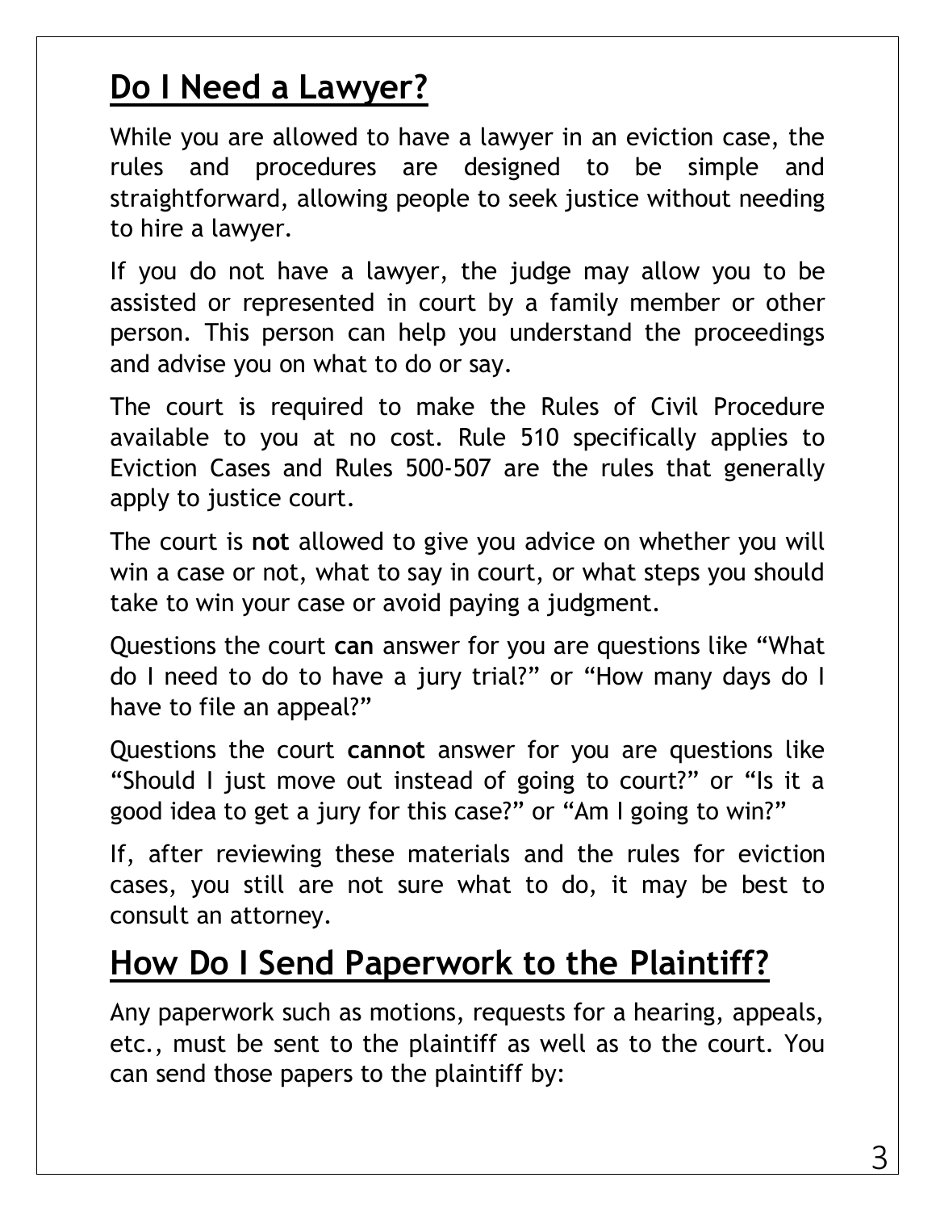## Do I Need a Lawyer?

While you are allowed to have a lawyer in an eviction case, the rules and procedures are designed to be simple and straightforward, allowing people to seek justice without needing to hire a lawyer.

If you do not have a lawyer, the judge may allow you to be assisted or represented in court by a family member or other person. This person can help you understand the proceedings and advise you on what to do or say.

The court is required to make the Rules of Civil Procedure available to you at no cost. Rule 510 specifically applies to Eviction Cases and Rules 500-507 are the rules that generally apply to justice court.

The court is **not** allowed to give you advice on whether you will win a case or not, what to say in court, or what steps you should take to win your case or avoid paying a judgment.

Questions the court **can** answer for you are questions like "What do I need to do to have a jury trial?" or "How many days do I have to file an appeal?"

Questions the court **cannot** answer for you are questions like "Should I just move out instead of going to court?" or "Is it a good idea to get a jury for this case?" or "Am I going to win?"

If, after reviewing these materials and the rules for eviction cases, you still are not sure what to do, it may be best to consult an attorney.

## How Do I Send Paperwork to the Plaintiff?

Any paperwork such as motions, requests for a hearing, appeals, etc., must be sent to the plaintiff as well as to the court. You can send those papers to the plaintiff by: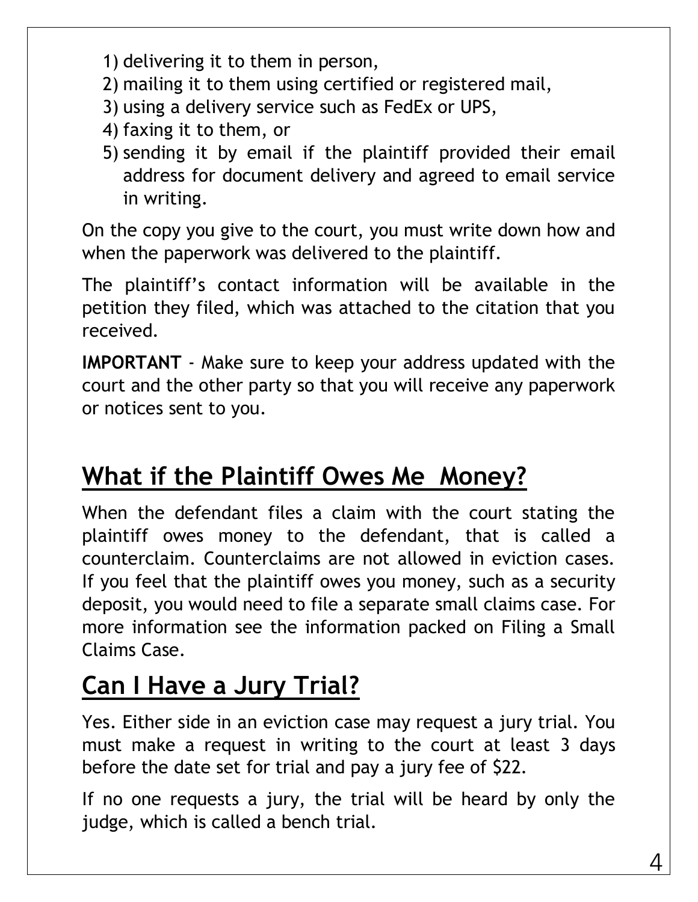1) delivering it to them in person,
2) mailing it to them using certified or registered mail,
3) using a delivery service such as FedEx or UPS,
4) faxing it to them, or
5) sending it by email if the plaintiff provided their email address for document delivery and agreed to email service in writing.

On the copy you give to the court, you must write down how and when the paperwork was delivered to the plaintiff.

The plaintiff's contact information will be available in the petition they filed, which was attached to the citation that you received.

**IMPORTANT** - Make sure to keep your address updated with the court and the other party so that you will receive any paperwork or notices sent to you.

## What if the Plaintiff Owes Me Money?

When the defendant files a claim with the court stating the plaintiff owes money to the defendant, that is called a counterclaim. Counterclaims are not allowed in eviction cases. If you feel that the plaintiff owes you money, such as a security deposit, you would need to file a separate small claims case. For more information see the information packed on Filing a Small Claims Case.

## Can I Have a Jury Trial?

Yes. Either side in an eviction case may request a jury trial. You must make a request in writing to the court at least 3 days before the date set for trial and pay a jury fee of $22.

If no one requests a jury, the trial will be heard by only the judge, which is called a bench trial.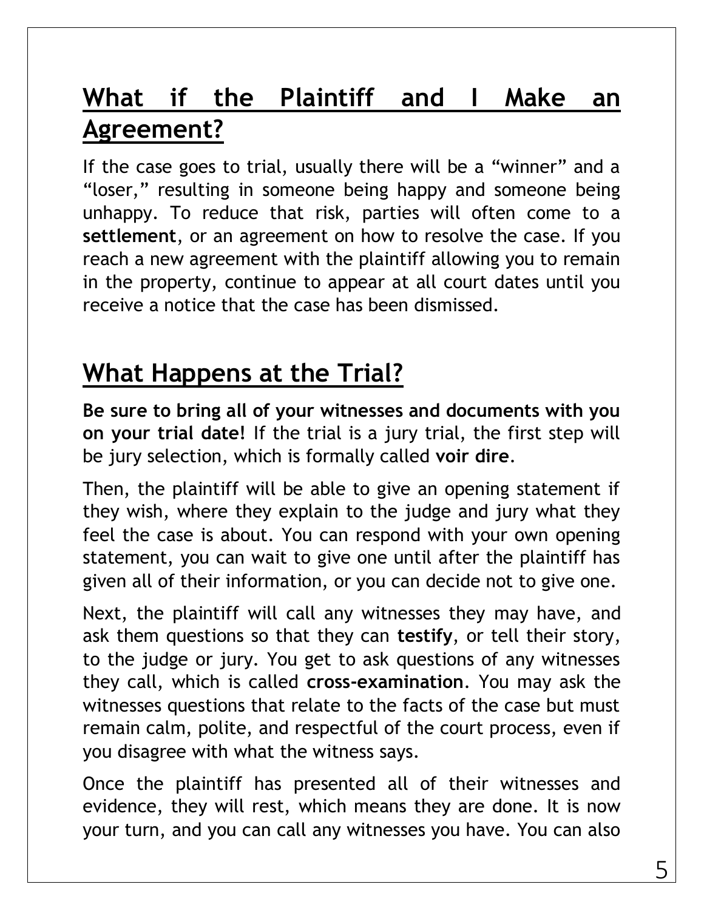## What if the Plaintiff and I Make an Agreement?

If the case goes to trial, usually there will be a “winner” and a “loser,” resulting in someone being happy and someone being unhappy. To reduce that risk, parties will often come to a **settlement**, or an agreement on how to resolve the case. If you reach a new agreement with the plaintiff allowing you to remain in the property, continue to appear at all court dates until you receive a notice that the case has been dismissed.

## What Happens at the Trial?

**Be sure to bring all of your witnesses and documents with you on your trial date!** If the trial is a jury trial, the first step will be jury selection, which is formally called **voir dire**.

Then, the plaintiff will be able to give an opening statement if they wish, where they explain to the judge and jury what they feel the case is about. You can respond with your own opening statement, you can wait to give one until after the plaintiff has given all of their information, or you can decide not to give one.

Next, the plaintiff will call any witnesses they may have, and ask them questions so that they can **testify**, or tell their story, to the judge or jury. You get to ask questions of any witnesses they call, which is called **cross-examination**. You may ask the witnesses questions that relate to the facts of the case but must remain calm, polite, and respectful of the court process, even if you disagree with what the witness says.

Once the plaintiff has presented all of their witnesses and evidence, they will rest, which means they are done. It is now your turn, and you can call any witnesses you have. You can also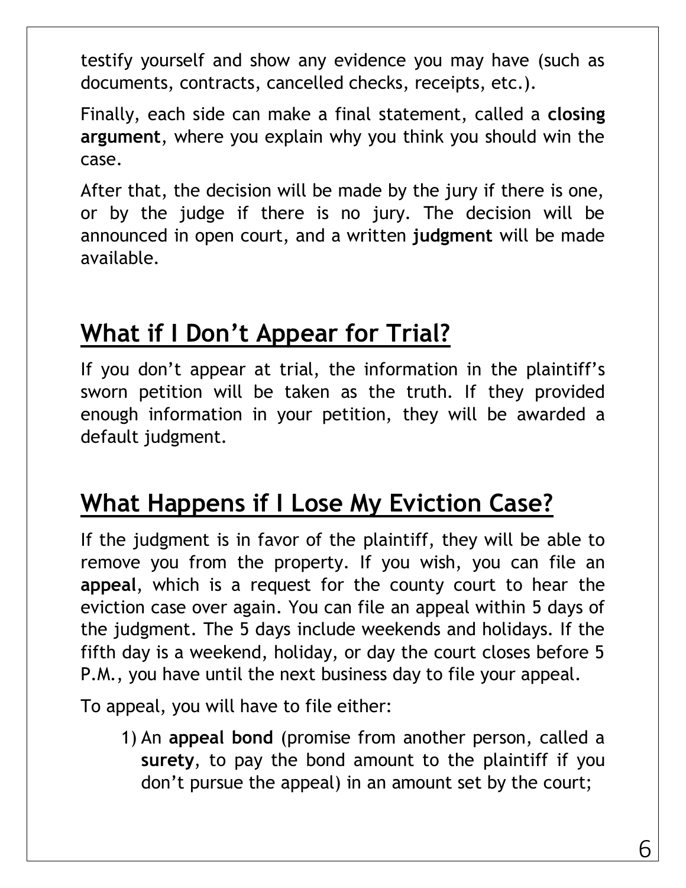testify yourself and show any evidence you may have (such as documents, contracts, cancelled checks, receipts, etc.).

Finally, each side can make a final statement, called a **closing argument**, where you explain why you think you should win the case.

After that, the decision will be made by the jury if there is one, or by the judge if there is no jury. The decision will be announced in open court, and a written **judgment** will be made available.

## What if I Don't Appear for Trial?

If you don't appear at trial, the information in the plaintiff's sworn petition will be taken as the truth. If they provided enough information in your petition, they will be awarded a default judgment.

## What Happens if I Lose My Eviction Case?

If the judgment is in favor of the plaintiff, they will be able to remove you from the property. If you wish, you can file an **appeal**, which is a request for the county court to hear the eviction case over again. You can file an appeal within 5 days of the judgment. The 5 days include weekends and holidays. If the fifth day is a weekend, holiday, or day the court closes before 5 P.M., you have until the next business day to file your appeal.

To appeal, you will have to file either:

1) An **appeal bond** (promise from another person, called a **surety**, to pay the bond amount to the plaintiff if you don't pursue the appeal) in an amount set by the court;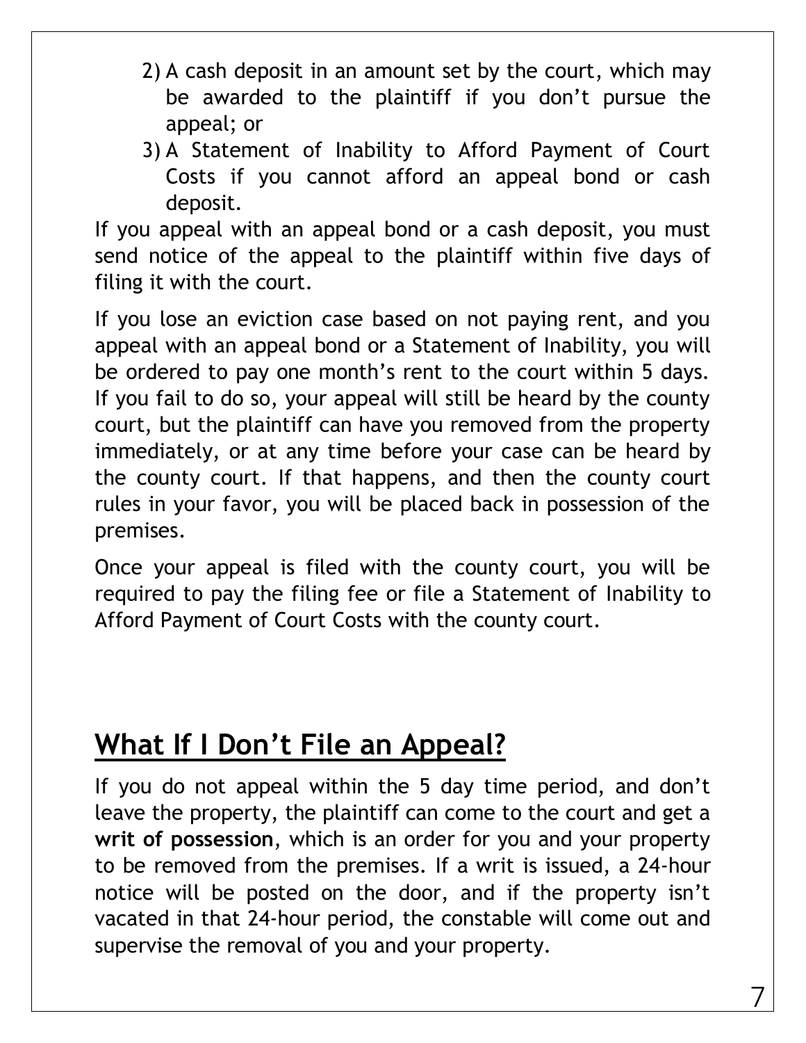2) A cash deposit in an amount set by the court, which may be awarded to the plaintiff if you don't pursue the appeal; or
3) A Statement of Inability to Afford Payment of Court Costs if you cannot afford an appeal bond or cash deposit.

If you appeal with an appeal bond or a cash deposit, you must send notice of the appeal to the plaintiff within five days of filing it with the court.

If you lose an eviction case based on not paying rent, and you appeal with an appeal bond or a Statement of Inability, you will be ordered to pay one month's rent to the court within 5 days. If you fail to do so, your appeal will still be heard by the county court, but the plaintiff can have you removed from the property immediately, or at any time before your case can be heard by the county court. If that happens, and then the county court rules in your favor, you will be placed back in possession of the premises.

Once your appeal is filed with the county court, you will be required to pay the filing fee or file a Statement of Inability to Afford Payment of Court Costs with the county court.

## What If I Don't File an Appeal?

If you do not appeal within the 5 day time period, and don't leave the property, the plaintiff can come to the court and get a **writ of possession**, which is an order for you and your property to be removed from the premises. If a writ is issued, a 24-hour notice will be posted on the door, and if the property isn't vacated in that 24-hour period, the constable will come out and supervise the removal of you and your property.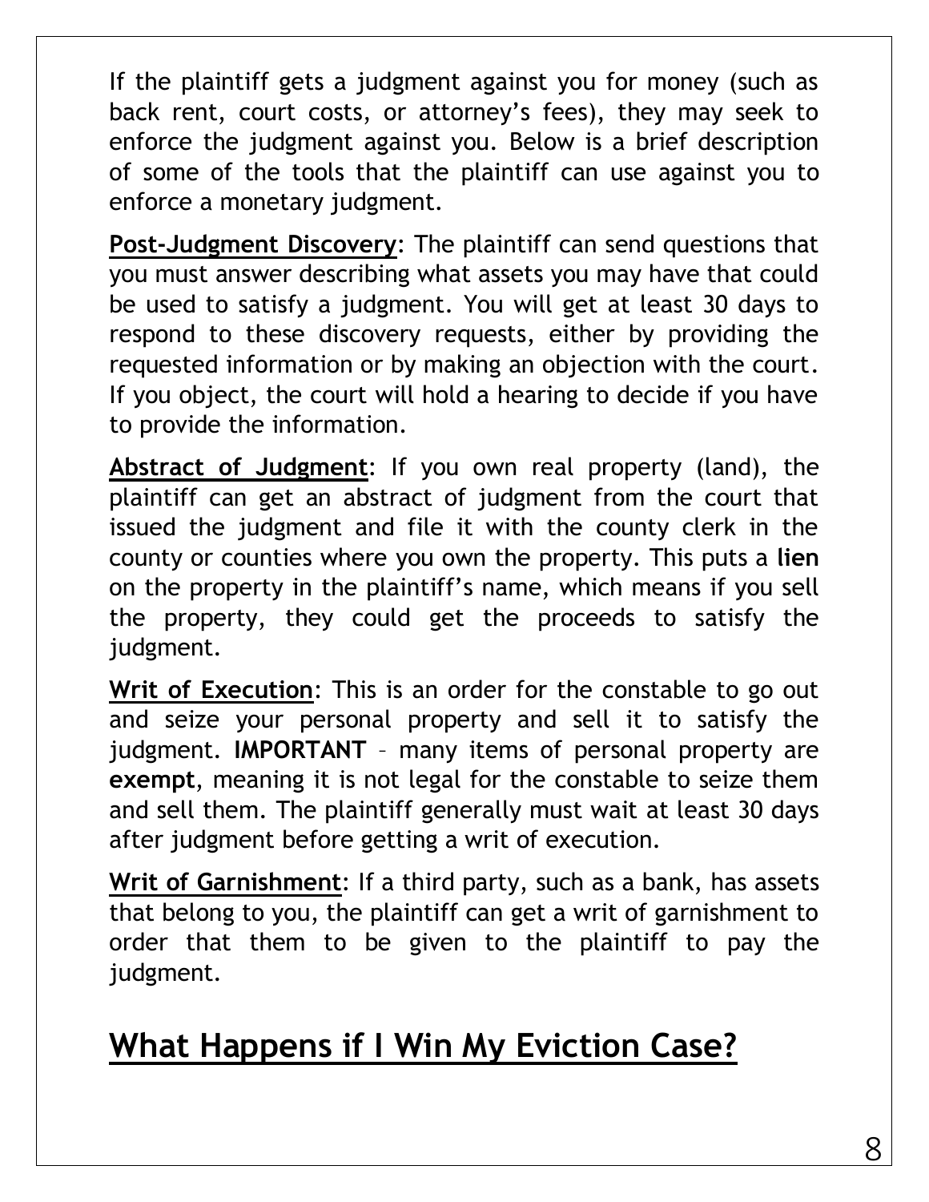If the plaintiff gets a judgment against you for money (such as back rent, court costs, or attorney's fees), they may seek to enforce the judgment against you. Below is a brief description of some of the tools that the plaintiff can use against you to enforce a monetary judgment.

**Post-Judgment Discovery**: The plaintiff can send questions that you must answer describing what assets you may have that could be used to satisfy a judgment. You will get at least 30 days to respond to these discovery requests, either by providing the requested information or by making an objection with the court. If you object, the court will hold a hearing to decide if you have to provide the information.

**Abstract of Judgment**: If you own real property (land), the plaintiff can get an abstract of judgment from the court that issued the judgment and file it with the county clerk in the county or counties where you own the property. This puts a **lien** on the property in the plaintiff's name, which means if you sell the property, they could get the proceeds to satisfy the judgment.

**Writ of Execution**: This is an order for the constable to go out and seize your personal property and sell it to satisfy the judgment. **IMPORTANT** – many items of personal property are **exempt**, meaning it is not legal for the constable to seize them and sell them. The plaintiff generally must wait at least 30 days after judgment before getting a writ of execution.

**Writ of Garnishment**: If a third party, such as a bank, has assets that belong to you, the plaintiff can get a writ of garnishment to order that them to be given to the plaintiff to pay the judgment.

## What Happens if I Win My Eviction Case?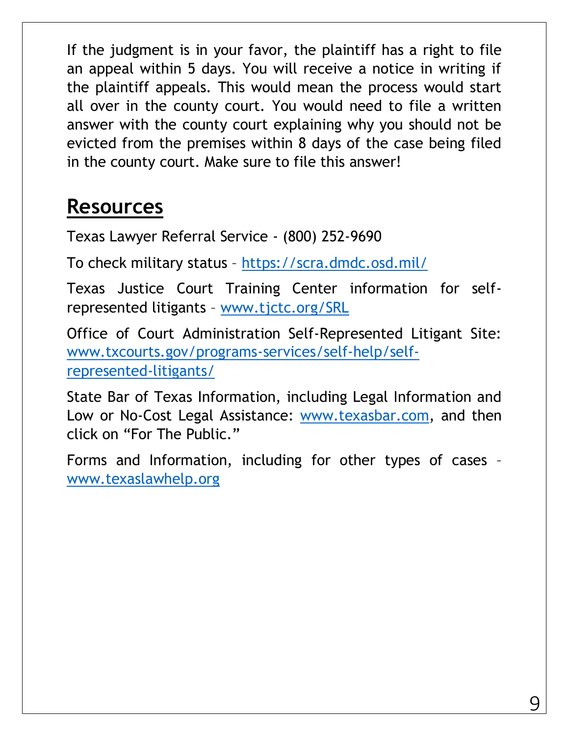If the judgment is in your favor, the plaintiff has a right to file an appeal within 5 days. You will receive a notice in writing if the plaintiff appeals. This would mean the process would start all over in the county court. You would need to file a written answer with the county court explaining why you should not be evicted from the premises within 8 days of the case being filed in the county court. Make sure to file this answer!

## Resources

Texas Lawyer Referral Service - (800) 252-9690

To check military status – https://scra.dmdc.osd.mil/

Texas Justice Court Training Center information for self-represented litigants – www.tjctc.org/SRL

Office of Court Administration Self-Represented Litigant Site: www.txcourts.gov/programs-services/self-help/self-represented-litigants/

State Bar of Texas Information, including Legal Information and Low or No-Cost Legal Assistance: www.texasbar.com, and then click on "For The Public."

Forms and Information, including for other types of cases – www.texaslawhelp.org